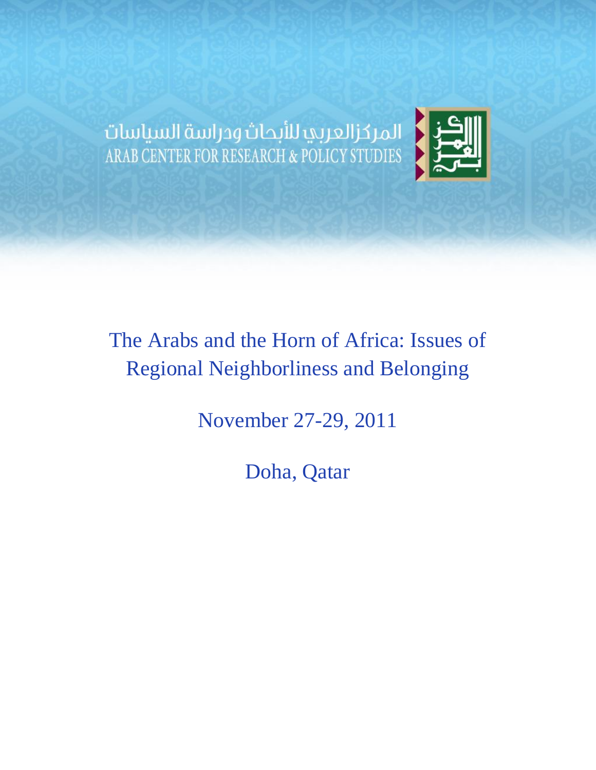المركز العربي للأبحاث ودراسة السياسات

ARAB CENTER FOR RESEARCH & POLICY STUDIES

# The Arabs and the Horn of Africa: Issues of Regional Neighborliness and Belonging

November 27-29, 2011

Doha, Qatar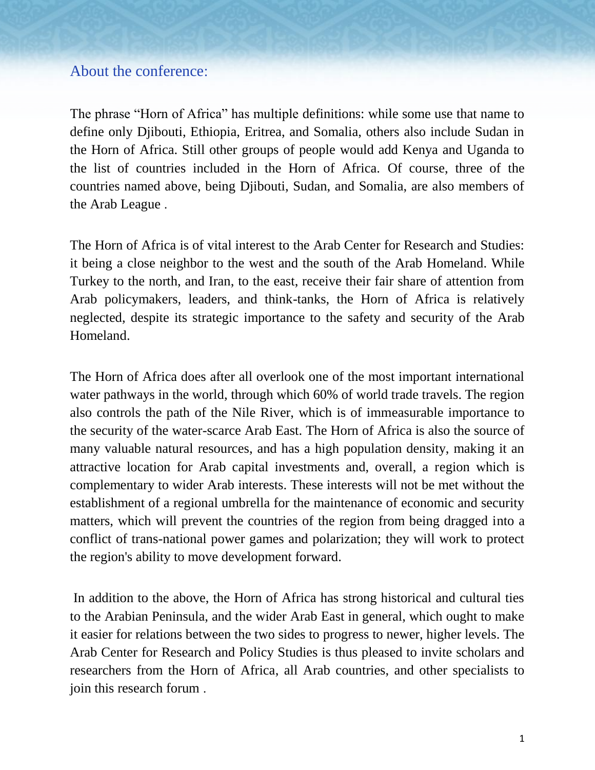## About the conference:

The phrase "Horn of Africa" has multiple definitions: while some use that name to define only Djibouti, Ethiopia, Eritrea, and Somalia, others also include Sudan in the Horn of Africa. Still other groups of people would add Kenya and Uganda to the list of countries included in the Horn of Africa. Of course, three of the countries named above, being Djibouti, Sudan, and Somalia, are also members of the Arab League .

The Horn of Africa is of vital interest to the Arab Center for Research and Studies: it being a close neighbor to the west and the south of the Arab Homeland. While Turkey to the north, and Iran, to the east, receive their fair share of attention from Arab policymakers, leaders, and think-tanks, the Horn of Africa is relatively neglected, despite its strategic importance to the safety and security of the Arab Homeland.

The Horn of Africa does after all overlook one of the most important international water pathways in the world, through which 60% of world trade travels. The region also controls the path of the Nile River, which is of immeasurable importance to the security of the water-scarce Arab East. The Horn of Africa is also the source of many valuable natural resources, and has a high population density, making it an attractive location for Arab capital investments and, overall, a region which is complementary to wider Arab interests. These interests will not be met without the establishment of a regional umbrella for the maintenance of economic and security matters, which will prevent the countries of the region from being dragged into a conflict of trans-national power games and polarization; they will work to protect the region's ability to move development forward.

In addition to the above, the Horn of Africa has strong historical and cultural ties to the Arabian Peninsula, and the wider Arab East in general, which ought to make it easier for relations between the two sides to progress to newer, higher levels. The Arab Center for Research and Policy Studies is thus pleased to invite scholars and researchers from the Horn of Africa, all Arab countries, and other specialists to join this research forum .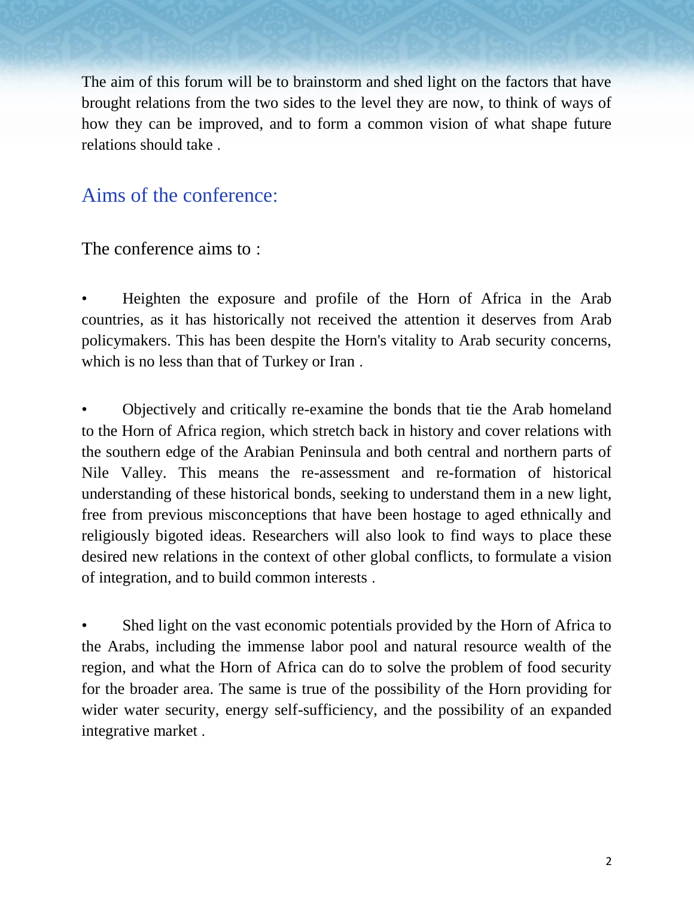The aim of this forum will be to brainstorm and shed light on the factors that have brought relations from the two sides to the level they are now, to think of ways of how they can be improved, and to form a common vision of what shape future relations should take .

## Aims of the conference:

The conference aims to :

- Heighten the exposure and profile of the Horn of Africa in the Arab countries, as it has historically not received the attention it deserves from Arab policymakers. This has been despite the Horn's vitality to Arab security concerns, which is no less than that of Turkey or Iran .

- Objectively and critically re-examine the bonds that tie the Arab homeland to the Horn of Africa region, which stretch back in history and cover relations with the southern edge of the Arabian Peninsula and both central and northern parts of Nile Valley. This means the re-assessment and re-formation of historical understanding of these historical bonds, seeking to understand them in a new light, free from previous misconceptions that have been hostage to aged ethnically and religiously bigoted ideas. Researchers will also look to find ways to place these desired new relations in the context of other global conflicts, to formulate a vision of integration, and to build common interests .

- Shed light on the vast economic potentials provided by the Horn of Africa to the Arabs, including the immense labor pool and natural resource wealth of the region, and what the Horn of Africa can do to solve the problem of food security for the broader area. The same is true of the possibility of the Horn providing for wider water security, energy self-sufficiency, and the possibility of an expanded integrative market .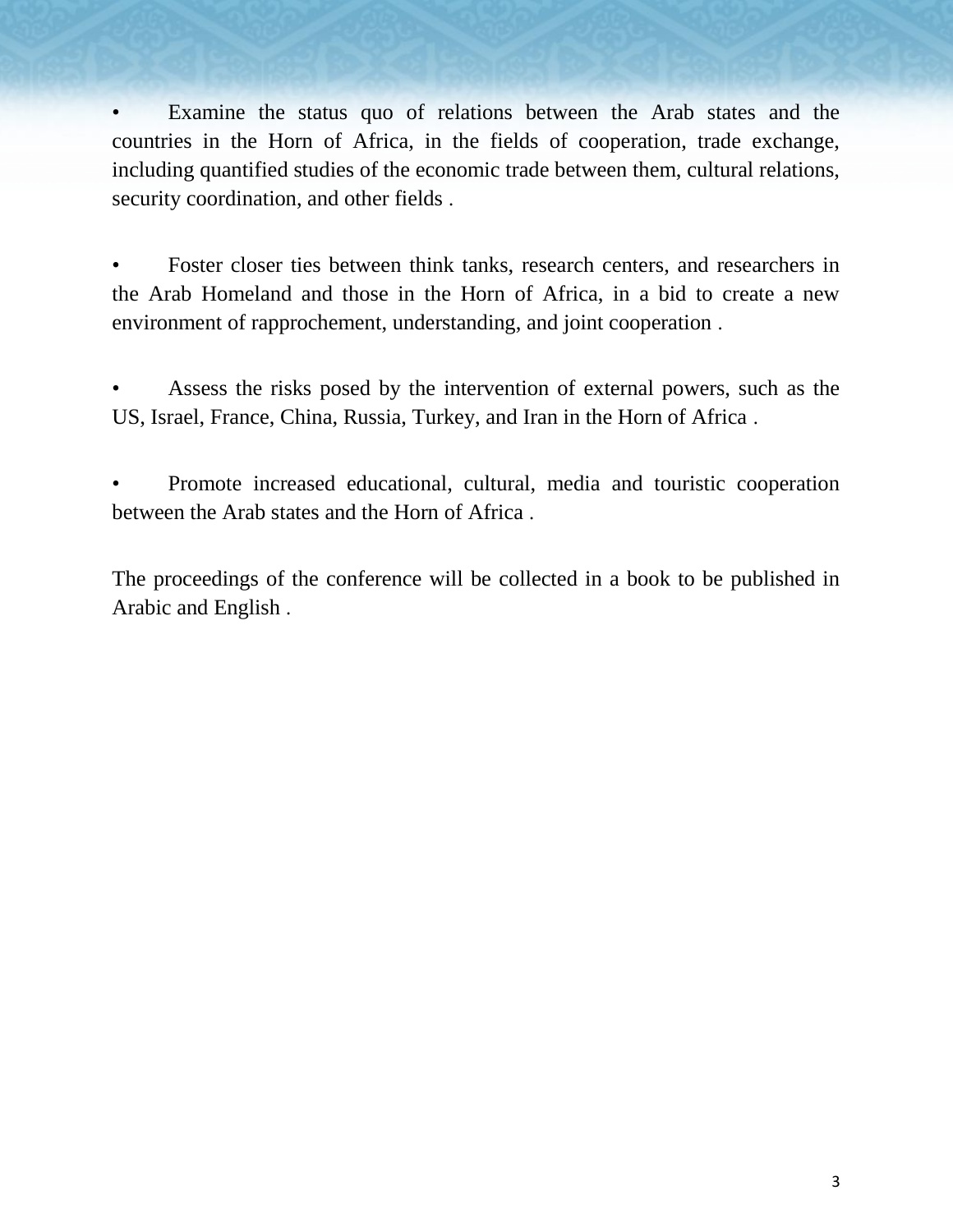- Examine the status quo of relations between the Arab states and the countries in the Horn of Africa, in the fields of cooperation, trade exchange, including quantified studies of the economic trade between them, cultural relations, security coordination, and other fields .

- Foster closer ties between think tanks, research centers, and researchers in the Arab Homeland and those in the Horn of Africa, in a bid to create a new environment of rapprochement, understanding, and joint cooperation .

- Assess the risks posed by the intervention of external powers, such as the US, Israel, France, China, Russia, Turkey, and Iran in the Horn of Africa .

- Promote increased educational, cultural, media and touristic cooperation between the Arab states and the Horn of Africa .

The proceedings of the conference will be collected in a book to be published in Arabic and English .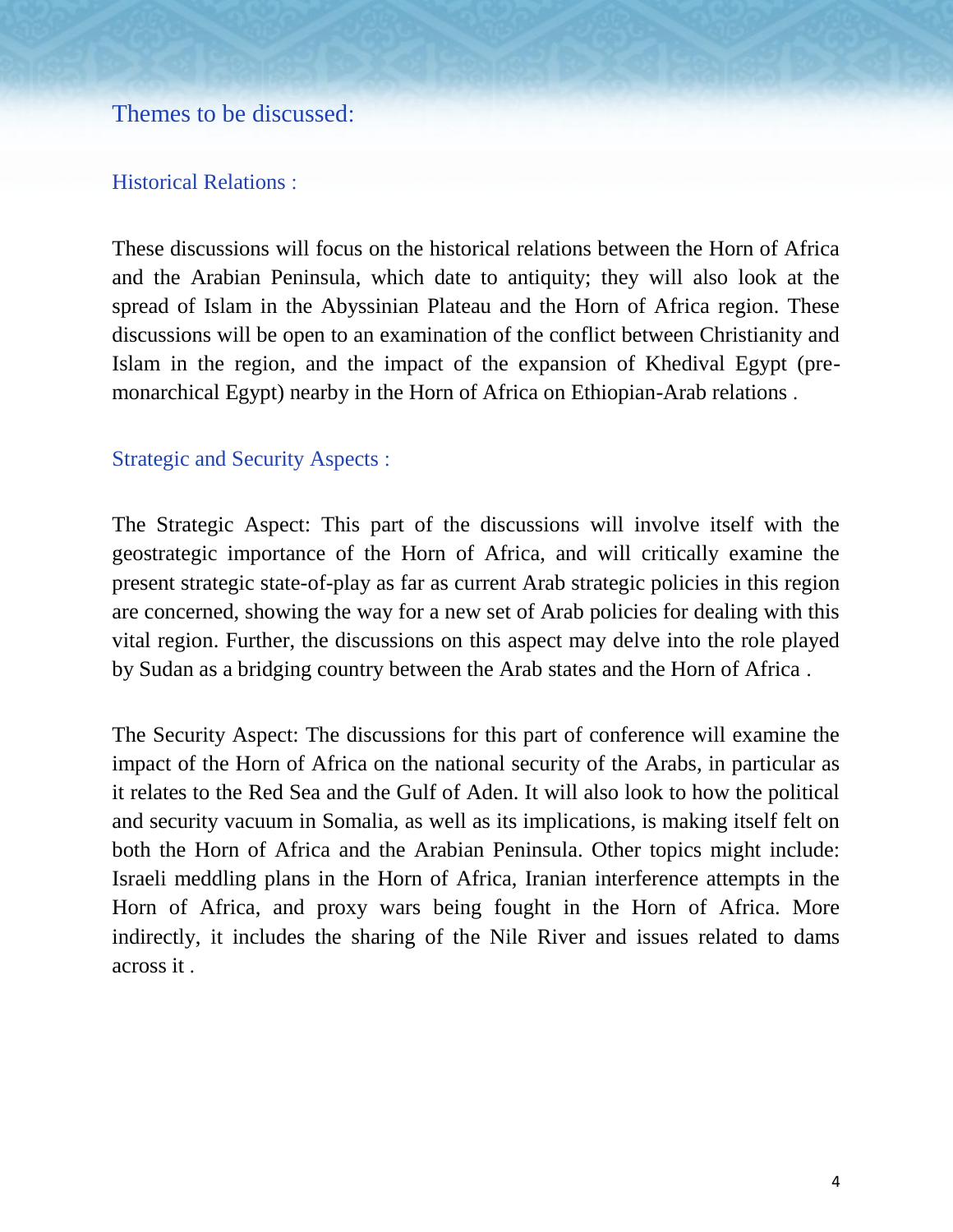## Themes to be discussed:

### Historical Relations :

These discussions will focus on the historical relations between the Horn of Africa and the Arabian Peninsula, which date to antiquity; they will also look at the spread of Islam in the Abyssinian Plateau and the Horn of Africa region. These discussions will be open to an examination of the conflict between Christianity and Islam in the region, and the impact of the expansion of Khedival Egypt (pre-monarchical Egypt) nearby in the Horn of Africa on Ethiopian-Arab relations .

### Strategic and Security Aspects :

The Strategic Aspect: This part of the discussions will involve itself with the geostrategic importance of the Horn of Africa, and will critically examine the present strategic state-of-play as far as current Arab strategic policies in this region are concerned, showing the way for a new set of Arab policies for dealing with this vital region. Further, the discussions on this aspect may delve into the role played by Sudan as a bridging country between the Arab states and the Horn of Africa .

The Security Aspect: The discussions for this part of conference will examine the impact of the Horn of Africa on the national security of the Arabs, in particular as it relates to the Red Sea and the Gulf of Aden. It will also look to how the political and security vacuum in Somalia, as well as its implications, is making itself felt on both the Horn of Africa and the Arabian Peninsula. Other topics might include: Israeli meddling plans in the Horn of Africa, Iranian interference attempts in the Horn of Africa, and proxy wars being fought in the Horn of Africa. More indirectly, it includes the sharing of the Nile River and issues related to dams across it .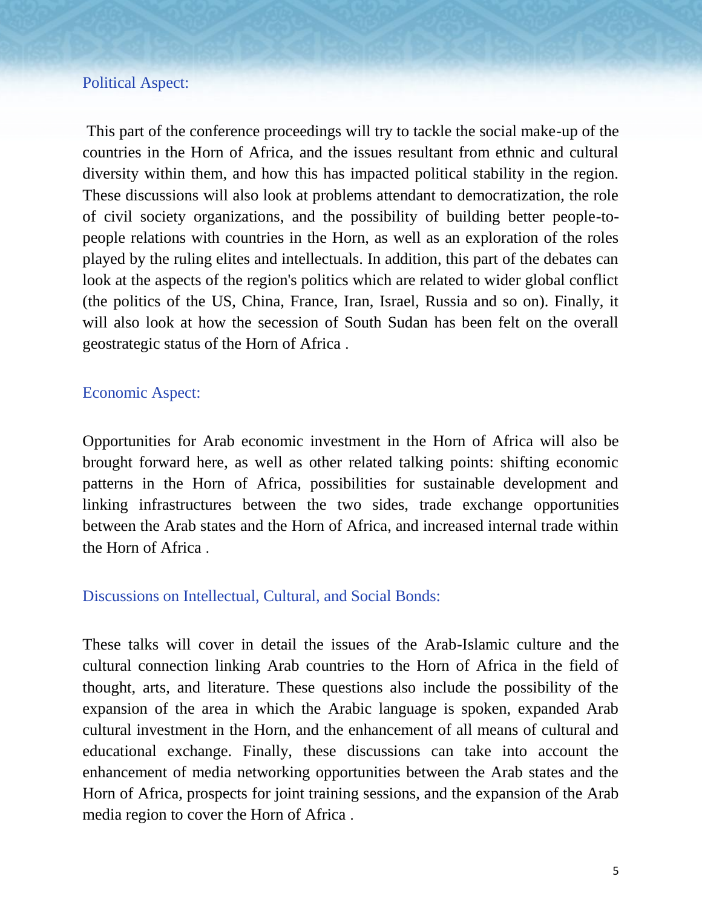## Political Aspect:

This part of the conference proceedings will try to tackle the social make-up of the countries in the Horn of Africa, and the issues resultant from ethnic and cultural diversity within them, and how this has impacted political stability in the region. These discussions will also look at problems attendant to democratization, the role of civil society organizations, and the possibility of building better people-to-people relations with countries in the Horn, as well as an exploration of the roles played by the ruling elites and intellectuals. In addition, this part of the debates can look at the aspects of the region's politics which are related to wider global conflict (the politics of the US, China, France, Iran, Israel, Russia and so on). Finally, it will also look at how the secession of South Sudan has been felt on the overall geostrategic status of the Horn of Africa .

## Economic Aspect:

Opportunities for Arab economic investment in the Horn of Africa will also be brought forward here, as well as other related talking points: shifting economic patterns in the Horn of Africa, possibilities for sustainable development and linking infrastructures between the two sides, trade exchange opportunities between the Arab states and the Horn of Africa, and increased internal trade within the Horn of Africa .

## Discussions on Intellectual, Cultural, and Social Bonds:

These talks will cover in detail the issues of the Arab-Islamic culture and the cultural connection linking Arab countries to the Horn of Africa in the field of thought, arts, and literature. These questions also include the possibility of the expansion of the area in which the Arabic language is spoken, expanded Arab cultural investment in the Horn, and the enhancement of all means of cultural and educational exchange. Finally, these discussions can take into account the enhancement of media networking opportunities between the Arab states and the Horn of Africa, prospects for joint training sessions, and the expansion of the Arab media region to cover the Horn of Africa .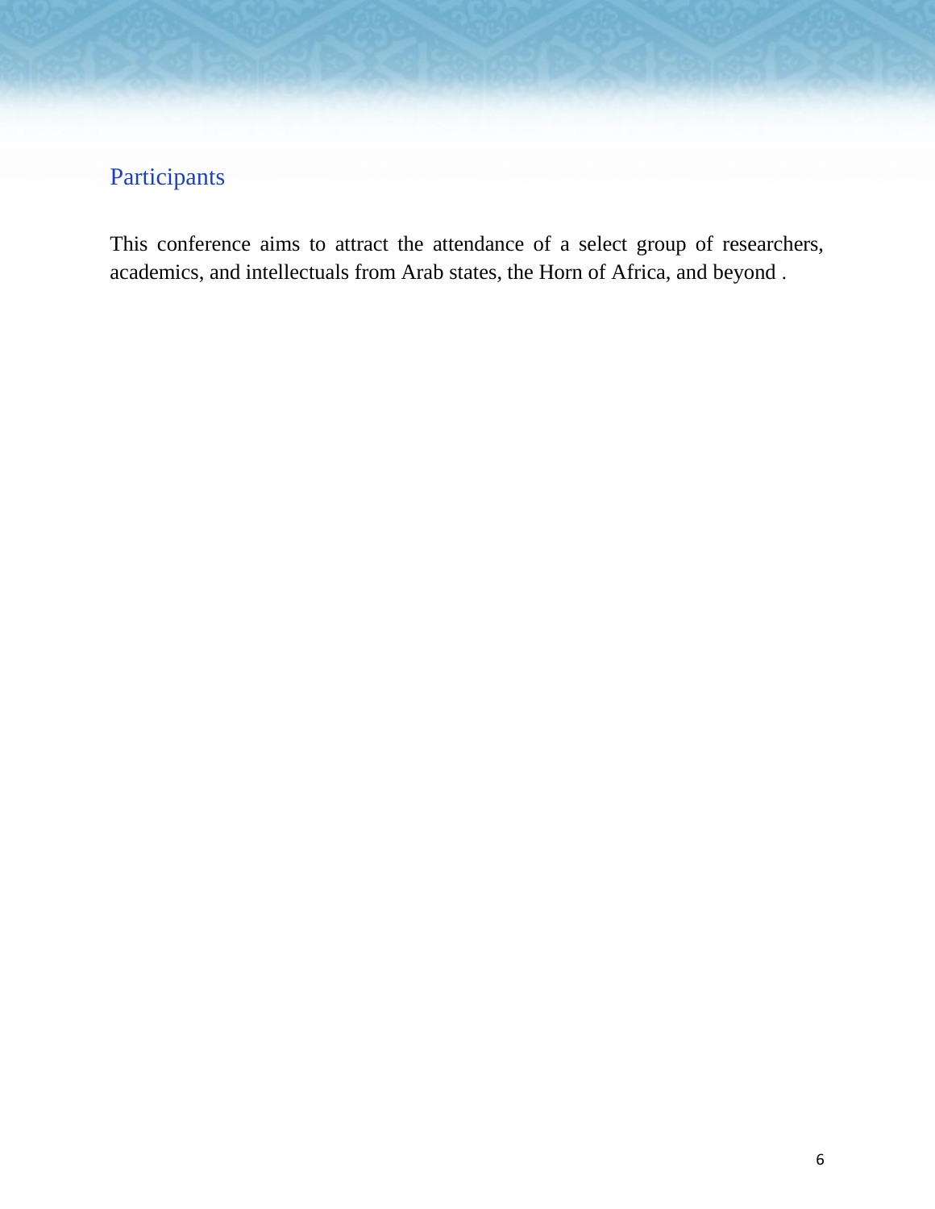## Participants

This conference aims to attract the attendance of a select group of researchers, academics, and intellectuals from Arab states, the Horn of Africa, and beyond .